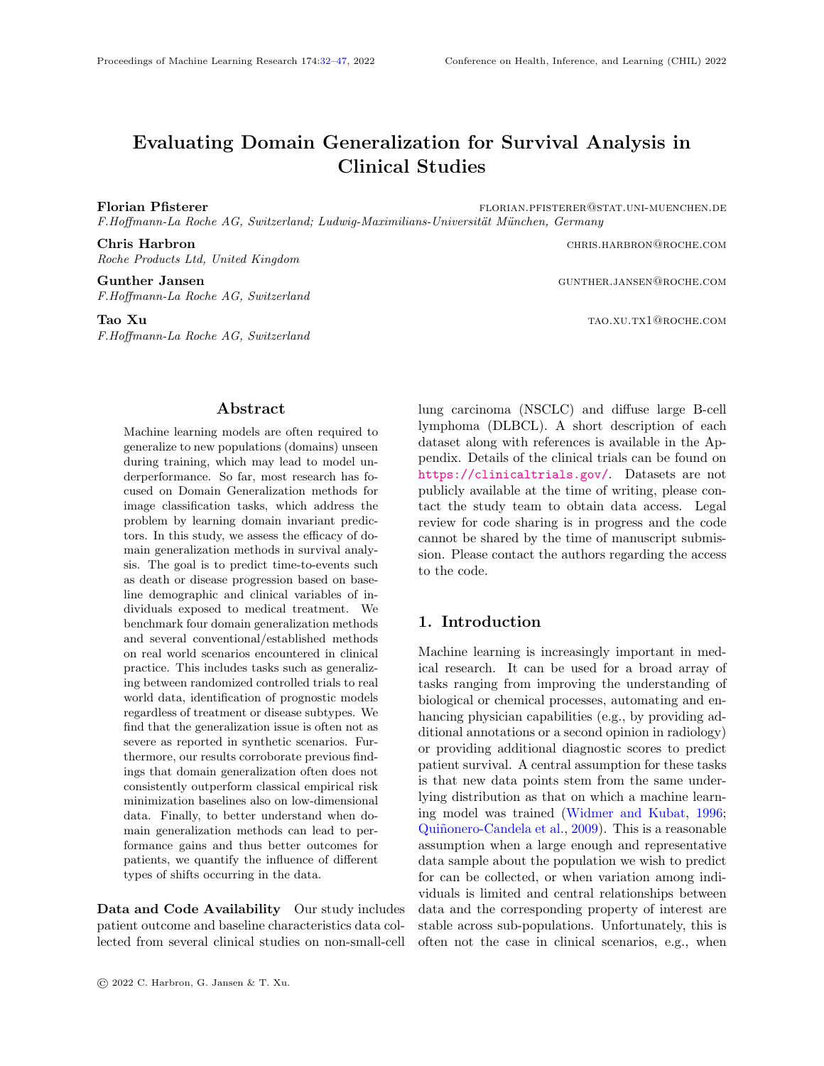# Evaluating Domain Generalization for Survival Analysis in Clinical Studies

**Florian Pfisterer** FLORIAN.PFISTERER@STAT.UNI-MUENCHEN.DE
*F.Hoffmann-La Roche AG, Switzerland; Ludwig-Maximilians-Universität München, Germany*

**Chris Harbron** CHRIS.HARBRON@ROCHE.COM
*Roche Products Ltd, United Kingdom*

**Gunther Jansen** GUNTHER.JANSEN@ROCHE.COM
*F.Hoffmann-La Roche AG, Switzerland*

**Tao Xu** TAO.XU.TX1@ROCHE.COM
*F.Hoffmann-La Roche AG, Switzerland*

## Abstract

Machine learning models are often required to generalize to new populations (domains) unseen during training, which may lead to model underperformance. So far, most research has focused on Domain Generalization methods for image classification tasks, which address the problem by learning domain invariant predictors. In this study, we assess the efficacy of domain generalization methods in survival analysis. The goal is to predict time-to-events such as death or disease progression based on baseline demographic and clinical variables of individuals exposed to medical treatment. We benchmark four domain generalization methods and several conventional/established methods on real world scenarios encountered in clinical practice. This includes tasks such as generalizing between randomized controlled trials to real world data, identification of prognostic models regardless of treatment or disease subtypes. We find that the generalization issue is often not as severe as reported in synthetic scenarios. Furthermore, our results corroborate previous findings that domain generalization often does not consistently outperform classical empirical risk minimization baselines also on low-dimensional data. Finally, to better understand when domain generalization methods can lead to performance gains and thus better outcomes for patients, we quantify the influence of different types of shifts occurring in the data.

**Data and Code Availability** Our study includes patient outcome and baseline characteristics data collected from several clinical studies on non-small-cell lung carcinoma (NSCLC) and diffuse large B-cell lymphoma (DLBCL). A short description of each dataset along with references is available in the Appendix. Details of the clinical trials can be found on https://clinicaltrials.gov/. Datasets are not publicly available at the time of writing, please contact the study team to obtain data access. Legal review for code sharing is in progress and the code cannot be shared by the time of manuscript submission. Please contact the authors regarding the access to the code.

## 1. Introduction

Machine learning is increasingly important in medical research. It can be used for a broad array of tasks ranging from improving the understanding of biological or chemical processes, automating and enhancing physician capabilities (e.g., by providing additional annotations or a second opinion in radiology) or providing additional diagnostic scores to predict patient survival. A central assumption for these tasks is that new data points stem from the same underlying distribution as that on which a machine learning model was trained (Widmer and Kubat, 1996; Quiñonero-Candela et al., 2009). This is a reasonable assumption when a large enough and representative data sample about the population we wish to predict for can be collected, or when variation among individuals is limited and central relationships between data and the corresponding property of interest are stable across sub-populations. Unfortunately, this is often not the case in clinical scenarios, e.g., when

© 2022 C. Harbron, G. Jansen & T. Xu.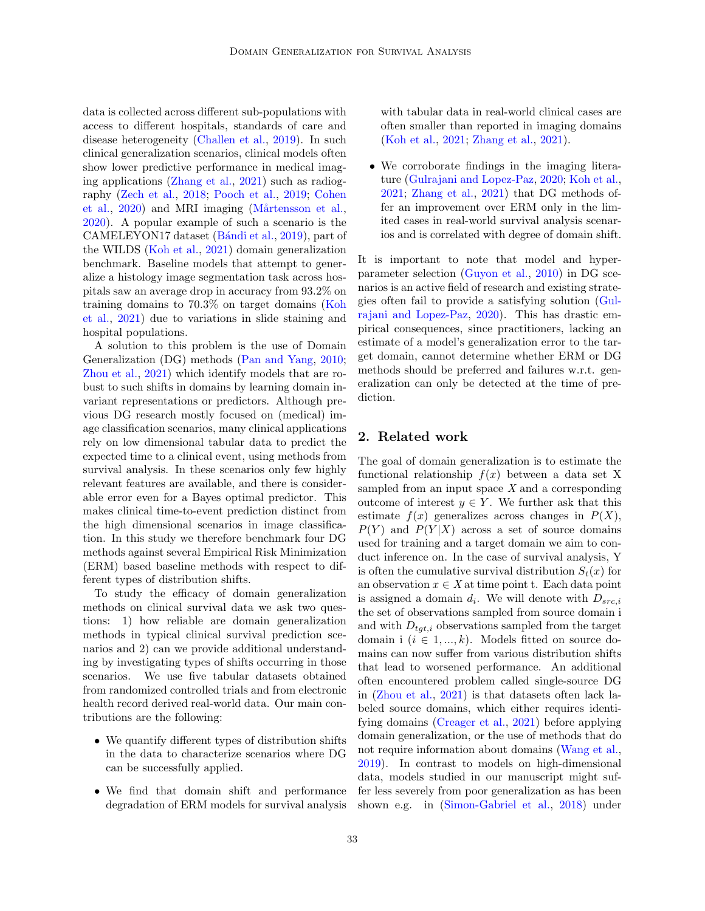data is collected across different sub-populations with access to different hospitals, standards of care and disease heterogeneity (Challen et al., 2019). In such clinical generalization scenarios, clinical models often show lower predictive performance in medical imaging applications (Zhang et al., 2021) such as radiography (Zech et al., 2018; Pooch et al., 2019; Cohen et al., 2020) and MRI imaging (Mårtensson et al., 2020). A popular example of such a scenario is the CAMELEYON17 dataset (Bándi et al., 2019), part of the WILDS (Koh et al., 2021) domain generalization benchmark. Baseline models that attempt to generalize a histology image segmentation task across hospitals saw an average drop in accuracy from 93.2% on training domains to 70.3% on target domains (Koh et al., 2021) due to variations in slide staining and hospital populations.

A solution to this problem is the use of Domain Generalization (DG) methods (Pan and Yang, 2010; Zhou et al., 2021) which identify models that are robust to such shifts in domains by learning domain invariant representations or predictors. Although previous DG research mostly focused on (medical) image classification scenarios, many clinical applications rely on low dimensional tabular data to predict the expected time to a clinical event, using methods from survival analysis. In these scenarios only few highly relevant features are available, and there is considerable error even for a Bayes optimal predictor. This makes clinical time-to-event prediction distinct from the high dimensional scenarios in image classification. In this study we therefore benchmark four DG methods against several Empirical Risk Minimization (ERM) based baseline methods with respect to different types of distribution shifts.

To study the efficacy of domain generalization methods on clinical survival data we ask two questions: 1) how reliable are domain generalization methods in typical clinical survival prediction scenarios and 2) can we provide additional understanding by investigating types of shifts occurring in those scenarios. We use five tabular datasets obtained from randomized controlled trials and from electronic health record derived real-world data. Our main contributions are the following:

- We quantify different types of distribution shifts in the data to characterize scenarios where DG can be successfully applied.
- We find that domain shift and performance degradation of ERM models for survival analysis with tabular data in real-world clinical cases are often smaller than reported in imaging domains (Koh et al., 2021; Zhang et al., 2021).
- We corroborate findings in the imaging literature (Gulrajani and Lopez-Paz, 2020; Koh et al., 2021; Zhang et al., 2021) that DG methods offer an improvement over ERM only in the limited cases in real-world survival analysis scenarios and is correlated with degree of domain shift.

It is important to note that model and hyperparameter selection (Guyon et al., 2010) in DG scenarios is an active field of research and existing strategies often fail to provide a satisfying solution (Gulrajani and Lopez-Paz, 2020). This has drastic empirical consequences, since practitioners, lacking an estimate of a model's generalization error to the target domain, cannot determine whether ERM or DG methods should be preferred and failures w.r.t. generalization can only be detected at the time of prediction.

## 2. Related work

The goal of domain generalization is to estimate the functional relationship $f(x)$ between a data set X sampled from an input space $X$ and a corresponding outcome of interest $y \in Y$. We further ask that this estimate $f(x)$ generalizes across changes in $P(X)$, $P(Y)$ and $P(Y|X)$ across a set of source domains used for training and a target domain we aim to conduct inference on. In the case of survival analysis, Y is often the cumulative survival distribution $S_t(x)$ for an observation $x \in X$ at time point t. Each data point is assigned a domain $d_i$. We will denote with $D_{src,i}$ the set of observations sampled from source domain i and with $D_{tgt,i}$ observations sampled from the target domain i ($i \in 1, ..., k$). Models fitted on source domains can now suffer from various distribution shifts that lead to worsened performance. An additional often encountered problem called single-source DG in (Zhou et al., 2021) is that datasets often lack labeled source domains, which either requires identifying domains (Creager et al., 2021) before applying domain generalization, or the use of methods that do not require information about domains (Wang et al., 2019). In contrast to models on high-dimensional data, models studied in our manuscript might suffer less severely from poor generalization as has been shown e.g. in (Simon-Gabriel et al., 2018) under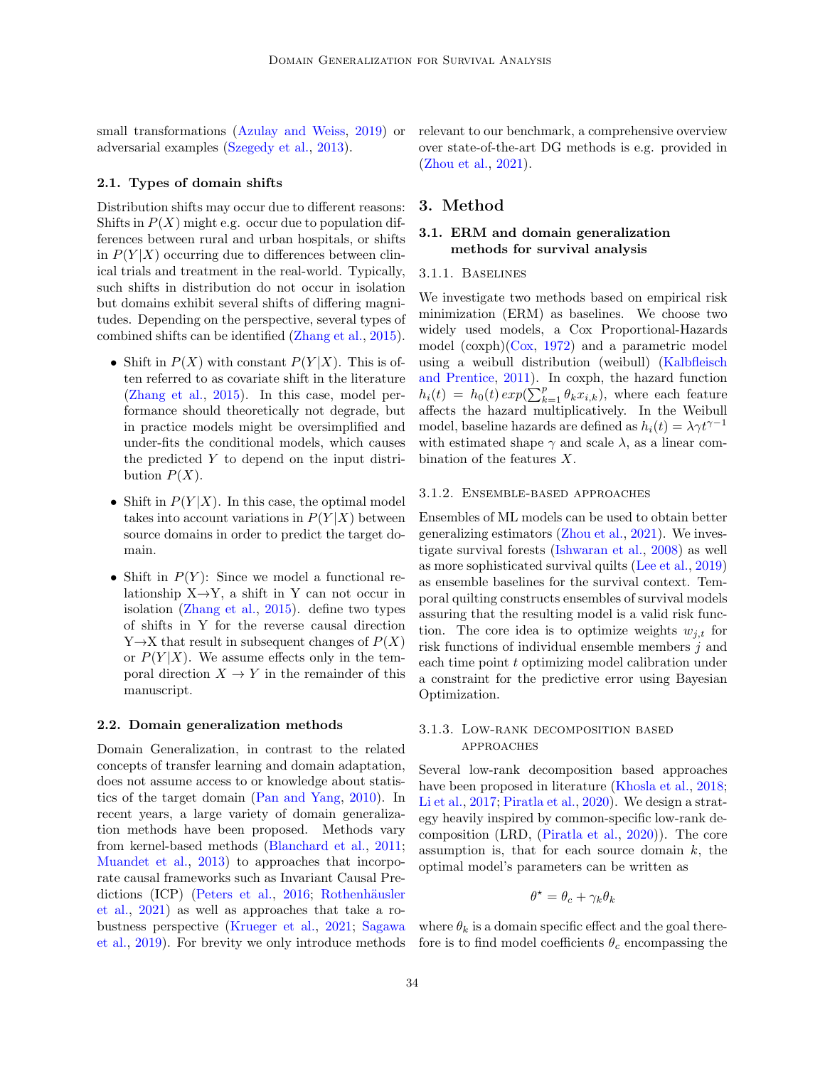small transformations (Azulay and Weiss, 2019) or adversarial examples (Szegedy et al., 2013).

### 2.1. Types of domain shifts

Distribution shifts may occur due to different reasons: Shifts in $P(X)$ might e.g. occur due to population differences between rural and urban hospitals, or shifts in $P(Y|X)$ occurring due to differences between clinical trials and treatment in the real-world. Typically, such shifts in distribution do not occur in isolation but domains exhibit several shifts of differing magnitudes. Depending on the perspective, several types of combined shifts can be identified (Zhang et al., 2015).

- Shift in $P(X)$ with constant $P(Y|X)$. This is often referred to as covariate shift in the literature (Zhang et al., 2015). In this case, model performance should theoretically not degrade, but in practice models might be oversimplified and under-fits the conditional models, which causes the predicted $Y$ to depend on the input distribution $P(X)$.
- Shift in $P(Y|X)$. In this case, the optimal model takes into account variations in $P(Y|X)$ between source domains in order to predict the target domain.
- Shift in $P(Y)$: Since we model a functional relationship X→Y, a shift in Y can not occur in isolation (Zhang et al., 2015). define two types of shifts in Y for the reverse causal direction Y→X that result in subsequent changes of $P(X)$ or $P(Y|X)$. We assume effects only in the temporal direction $X \rightarrow Y$ in the remainder of this manuscript.

### 2.2. Domain generalization methods

Domain Generalization, in contrast to the related concepts of transfer learning and domain adaptation, does not assume access to or knowledge about statistics of the target domain (Pan and Yang, 2010). In recent years, a large variety of domain generalization methods have been proposed. Methods vary from kernel-based methods (Blanchard et al., 2011; Muandet et al., 2013) to approaches that incorporate causal frameworks such as Invariant Causal Predictions (ICP) (Peters et al., 2016; Rothenhäusler et al., 2021) as well as approaches that take a robustness perspective (Krueger et al., 2021; Sagawa et al., 2019). For brevity we only introduce methods relevant to our benchmark, a comprehensive overview over state-of-the-art DG methods is e.g. provided in (Zhou et al., 2021).

## 3. Method

### 3.1. ERM and domain generalization methods for survival analysis

#### 3.1.1. Baselines

We investigate two methods based on empirical risk minimization (ERM) as baselines. We choose two widely used models, a Cox Proportional-Hazards model (coxph)(Cox, 1972) and a parametric model using a weibull distribution (weibull) (Kalbfleisch and Prentice, 2011). In coxph, the hazard function $h_i(t) = h_0(t)\, exp(\sum_{k=1}^{p} \theta_k x_{i,k})$, where each feature affects the hazard multiplicatively. In the Weibull model, baseline hazards are defined as $h_i(t) = \lambda \gamma t^{\gamma - 1}$ with estimated shape $\gamma$ and scale $\lambda$, as a linear combination of the features $X$.

#### 3.1.2. Ensemble-based approaches

Ensembles of ML models can be used to obtain better generalizing estimators (Zhou et al., 2021). We investigate survival forests (Ishwaran et al., 2008) as well as more sophisticated survival quilts (Lee et al., 2019) as ensemble baselines for the survival context. Temporal quilting constructs ensembles of survival models assuring that the resulting model is a valid risk function. The core idea is to optimize weights $w_{j,t}$ for risk functions of individual ensemble members $j$ and each time point $t$ optimizing model calibration under a constraint for the predictive error using Bayesian Optimization.

#### 3.1.3. Low-rank decomposition based approaches

Several low-rank decomposition based approaches have been proposed in literature (Khosla et al., 2018; Li et al., 2017; Piratla et al., 2020). We design a strategy heavily inspired by common-specific low-rank decomposition (LRD, (Piratla et al., 2020)). The core assumption is, that for each source domain $k$, the optimal model's parameters can be written as

$$\theta^{\star} = \theta_c + \gamma_k \theta_k$$

where $\theta_k$ is a domain specific effect and the goal therefore is to find model coefficients $\theta_c$ encompassing the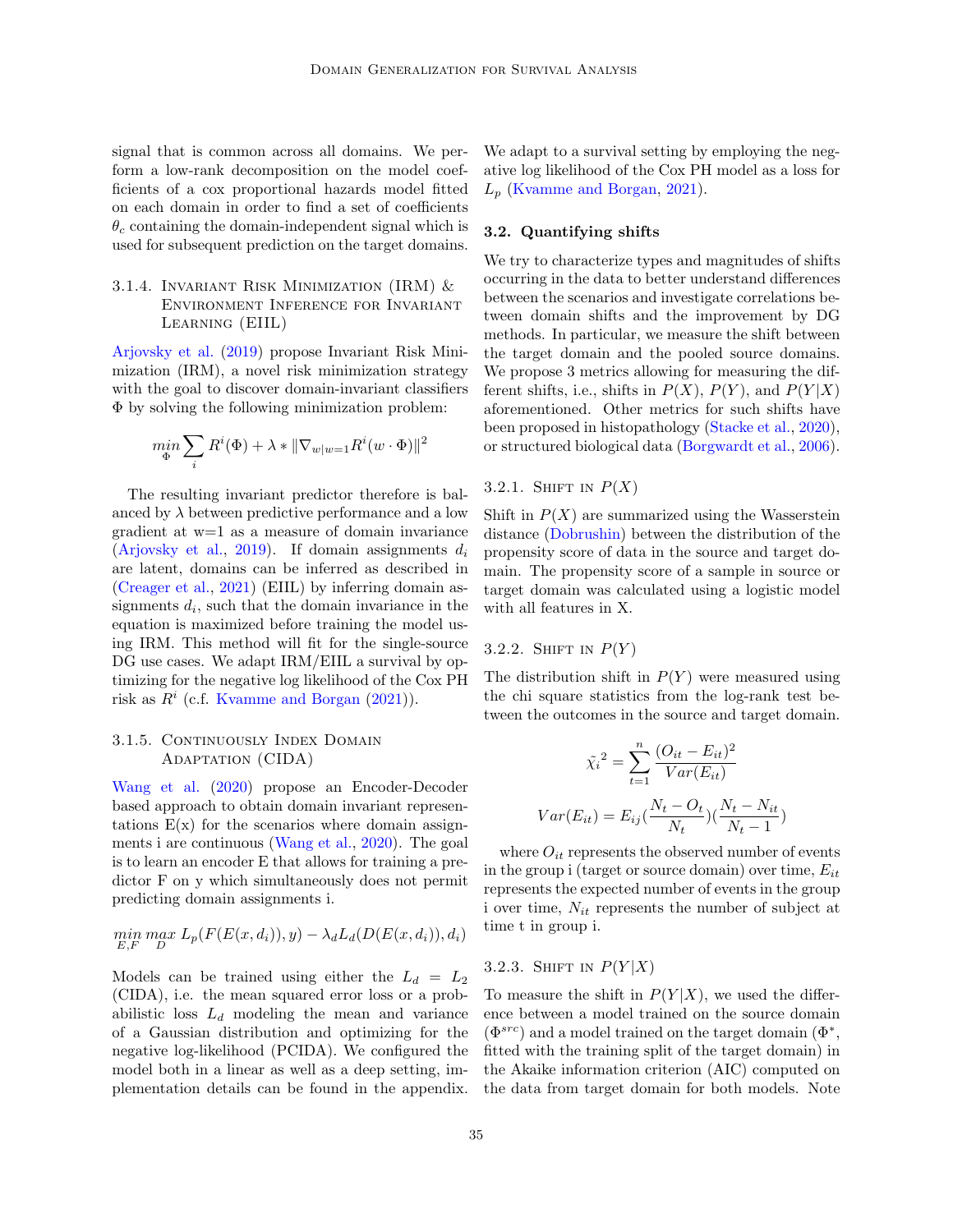signal that is common across all domains. We perform a low-rank decomposition on the model coefficients of a cox proportional hazards model fitted on each domain in order to find a set of coefficients $\theta_c$ containing the domain-independent signal which is used for subsequent prediction on the target domains.

#### 3.1.4. Invariant Risk Minimization (IRM) & Environment Inference for Invariant Learning (EIIL)

Arjovsky et al. (2019) propose Invariant Risk Minimization (IRM), a novel risk minimization strategy with the goal to discover domain-invariant classifiers $\Phi$ by solving the following minimization problem:

$$\min_{\Phi} \sum_{i} R^{i}(\Phi) + \lambda * \|\nabla_{w|w=1} R^{i}(w \cdot \Phi)\|^{2}$$

The resulting invariant predictor therefore is balanced by $\lambda$ between predictive performance and a low gradient at w=1 as a measure of domain invariance (Arjovsky et al., 2019). If domain assignments $d_i$ are latent, domains can be inferred as described in (Creager et al., 2021) (EIIL) by inferring domain assignments $d_i$, such that the domain invariance in the equation is maximized before training the model using IRM. This method will fit for the single-source DG use cases. We adapt IRM/EIIL a survival by optimizing for the negative log likelihood of the Cox PH risk as $R^i$ (c.f. Kvamme and Borgan (2021)).

#### 3.1.5. Continuously Index Domain Adaptation (CIDA)

Wang et al. (2020) propose an Encoder-Decoder based approach to obtain domain invariant representations E(x) for the scenarios where domain assignments i are continuous (Wang et al., 2020). The goal is to learn an encoder E that allows for training a predictor F on y which simultaneously does not permit predicting domain assignments i.

$$\min_{E,F} \max_{D} L_p(F(E(x, d_i)), y) - \lambda_d L_d(D(E(x, d_i)), d_i)$$

Models can be trained using either the $L_d = L_2$ (CIDA), i.e. the mean squared error loss or a probabilistic loss $L_d$ modeling the mean and variance of a Gaussian distribution and optimizing for the negative log-likelihood (PCIDA). We configured the model both in a linear as well as a deep setting, implementation details can be found in the appendix. We adapt to a survival setting by employing the negative log likelihood of the Cox PH model as a loss for $L_p$ (Kvamme and Borgan, 2021).

### 3.2. Quantifying shifts

We try to characterize types and magnitudes of shifts occurring in the data to better understand differences between the scenarios and investigate correlations between domain shifts and the improvement by DG methods. In particular, we measure the shift between the target domain and the pooled source domains. We propose 3 metrics allowing for measuring the different shifts, i.e., shifts in $P(X)$, $P(Y)$, and $P(Y|X)$ aforementioned. Other metrics for such shifts have been proposed in histopathology (Stacke et al., 2020), or structured biological data (Borgwardt et al., 2006).

#### 3.2.1. Shift in $P(X)$

Shift in $P(X)$ are summarized using the Wasserstein distance (Dobrushin) between the distribution of the propensity score of data in the source and target domain. The propensity score of a sample in source or target domain was calculated using a logistic model with all features in X.

#### 3.2.2. Shift in $P(Y)$

The distribution shift in $P(Y)$ were measured using the chi square statistics from the log-rank test between the outcomes in the source and target domain.

$$\tilde{\chi_i}^2 = \sum_{t=1}^{n} \frac{(O_{it} - E_{it})^2}{Var(E_{it})}$$

$$Var(E_{it}) = E_{ij}(\frac{N_t - O_t}{N_t})(\frac{N_t - N_{it}}{N_t - 1})$$

where $O_{it}$ represents the observed number of events in the group i (target or source domain) over time, $E_{it}$ represents the expected number of events in the group i over time, $N_{it}$ represents the number of subject at time t in group i.

#### 3.2.3. Shift in $P(Y|X)$

To measure the shift in $P(Y|X)$, we used the difference between a model trained on the source domain ($\Phi^{src}$) and a model trained on the target domain ($\Phi^{*}$, fitted with the training split of the target domain) in the Akaike information criterion (AIC) computed on the data from target domain for both models. Note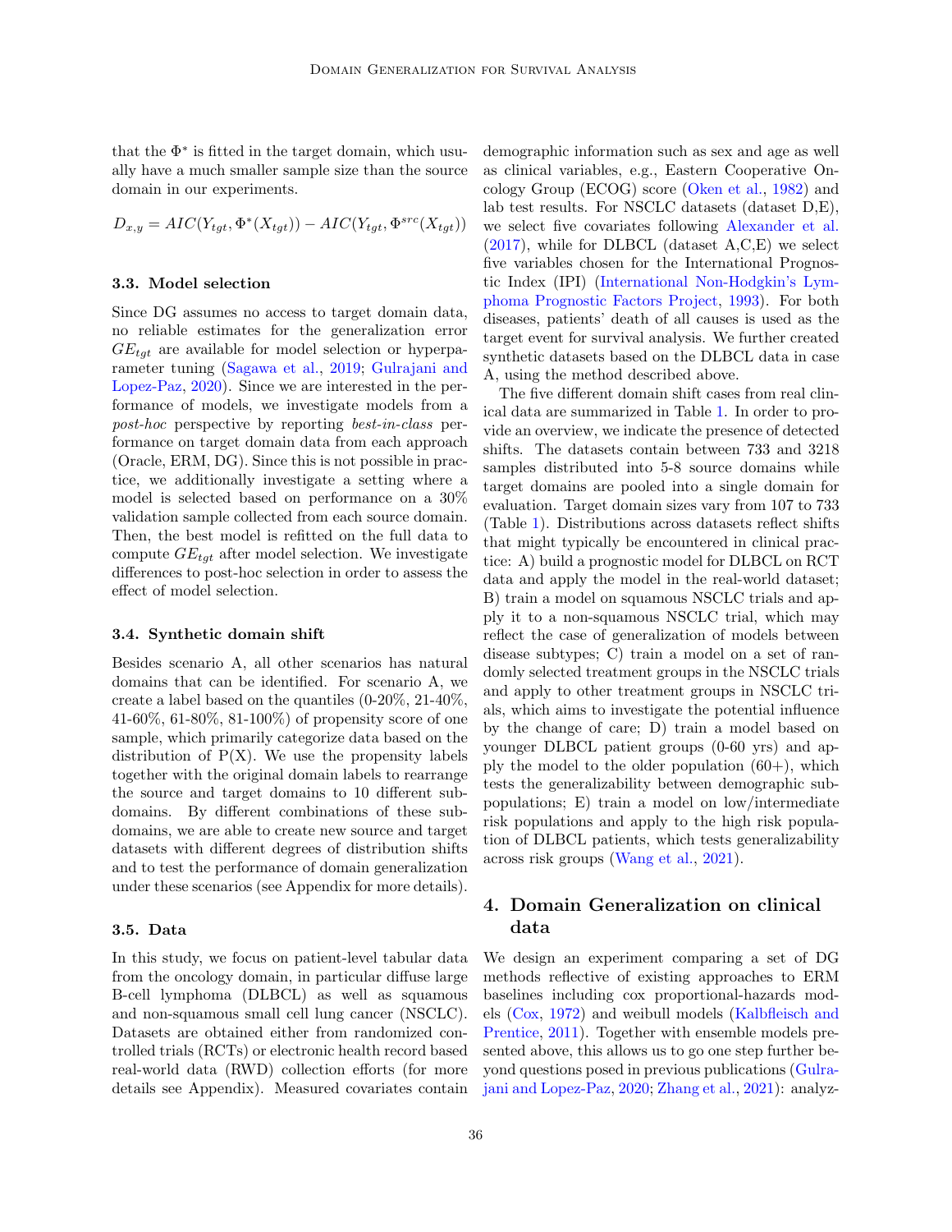that the $\Phi^*$ is fitted in the target domain, which usually have a much smaller sample size than the source domain in our experiments.

$$D_{x,y} = AIC(Y_{tgt}, \Phi^*(X_{tgt})) - AIC(Y_{tgt}, \Phi^{src}(X_{tgt}))$$

### 3.3. Model selection

Since DG assumes no access to target domain data, no reliable estimates for the generalization error $GE_{tgt}$ are available for model selection or hyperparameter tuning (Sagawa et al., 2019; Gulrajani and Lopez-Paz, 2020). Since we are interested in the performance of models, we investigate models from a *post-hoc* perspective by reporting *best-in-class* performance on target domain data from each approach (Oracle, ERM, DG). Since this is not possible in practice, we additionally investigate a setting where a model is selected based on performance on a 30% validation sample collected from each source domain. Then, the best model is refitted on the full data to compute $GE_{tgt}$ after model selection. We investigate differences to post-hoc selection in order to assess the effect of model selection.

### 3.4. Synthetic domain shift

Besides scenario A, all other scenarios has natural domains that can be identified. For scenario A, we create a label based on the quantiles (0-20%, 21-40%, 41-60%, 61-80%, 81-100%) of propensity score of one sample, which primarily categorize data based on the distribution of P(X). We use the propensity labels together with the original domain labels to rearrange the source and target domains to 10 different subdomains. By different combinations of these subdomains, we are able to create new source and target datasets with different degrees of distribution shifts and to test the performance of domain generalization under these scenarios (see Appendix for more details).

### 3.5. Data

In this study, we focus on patient-level tabular data from the oncology domain, in particular diffuse large B-cell lymphoma (DLBCL) as well as squamous and non-squamous small cell lung cancer (NSCLC). Datasets are obtained either from randomized controlled trials (RCTs) or electronic health record based real-world data (RWD) collection efforts (for more details see Appendix). Measured covariates contain demographic information such as sex and age as well as clinical variables, e.g., Eastern Cooperative Oncology Group (ECOG) score (Oken et al., 1982) and lab test results. For NSCLC datasets (dataset D,E), we select five covariates following Alexander et al. (2017), while for DLBCL (dataset A,C,E) we select five variables chosen for the International Prognostic Index (IPI) (International Non-Hodgkin's Lymphoma Prognostic Factors Project, 1993). For both diseases, patients' death of all causes is used as the target event for survival analysis. We further created synthetic datasets based on the DLBCL data in case A, using the method described above.

The five different domain shift cases from real clinical data are summarized in Table 1. In order to provide an overview, we indicate the presence of detected shifts. The datasets contain between 733 and 3218 samples distributed into 5-8 source domains while target domains are pooled into a single domain for evaluation. Target domain sizes vary from 107 to 733 (Table 1). Distributions across datasets reflect shifts that might typically be encountered in clinical practice: A) build a prognostic model for DLBCL on RCT data and apply the model in the real-world dataset; B) train a model on squamous NSCLC trials and apply it to a non-squamous NSCLC trial, which may reflect the case of generalization of models between disease subtypes; C) train a model on a set of randomly selected treatment groups in the NSCLC trials and apply to other treatment groups in NSCLC trials, which aims to investigate the potential influence by the change of care; D) train a model based on younger DLBCL patient groups (0-60 yrs) and apply the model to the older population (60+), which tests the generalizability between demographic subpopulations; E) train a model on low/intermediate risk populations and apply to the high risk population of DLBCL patients, which tests generalizability across risk groups (Wang et al., 2021).

## 4. Domain Generalization on clinical data

We design an experiment comparing a set of DG methods reflective of existing approaches to ERM baselines including cox proportional-hazards models (Cox, 1972) and weibull models (Kalbfleisch and Prentice, 2011). Together with ensemble models presented above, this allows us to go one step further beyond questions posed in previous publications (Gulrajani and Lopez-Paz, 2020; Zhang et al., 2021): analyz-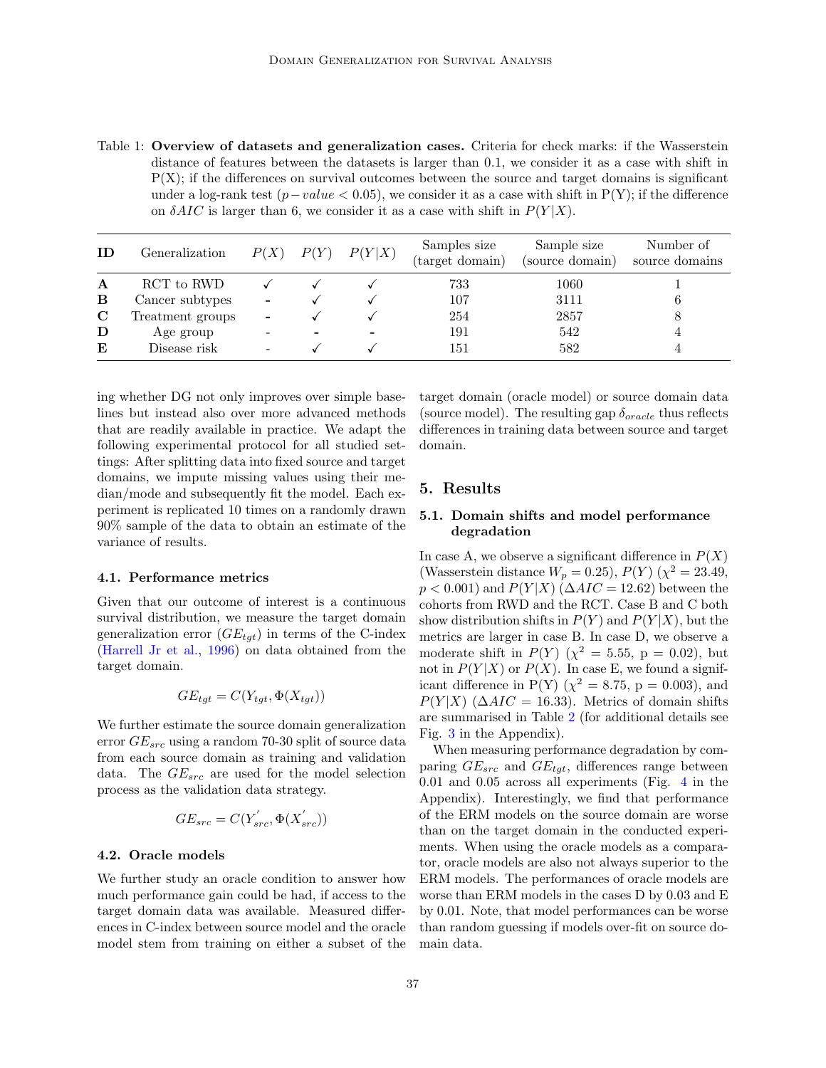Table 1: **Overview of datasets and generalization cases.** Criteria for check marks: if the Wasserstein distance of features between the datasets is larger than 0.1, we consider it as a case with shift in P(X); if the differences on survival outcomes between the source and target domains is significant under a log-rank test ($p-value < 0.05$), we consider it as a case with shift in P(Y); if the difference on $\delta AIC$ is larger than 6, we consider it as a case with shift in $P(Y|X)$.

| ID | Generalization | $P(X)$ | $P(Y)$ | $P(Y\|X)$ | Samples size (target domain) | Sample size (source domain) | Number of source domains |
|---|---|---|---|---|---|---|---|
| **A** | RCT to RWD | ✓ | ✓ | ✓ | 733 | 1060 | 1 |
| **B** | Cancer subtypes | - | ✓ | ✓ | 107 | 3111 | 6 |
| **C** | Treatment groups | - | ✓ | ✓ | 254 | 2857 | 8 |
| **D** | Age group | - | - | - | 191 | 542 | 4 |
| **E** | Disease risk | - | ✓ | ✓ | 151 | 582 | 4 |

ing whether DG not only improves over simple baselines but instead also over more advanced methods that are readily available in practice. We adapt the following experimental protocol for all studied settings: After splitting data into fixed source and target domains, we impute missing values using their median/mode and subsequently fit the model. Each experiment is replicated 10 times on a randomly drawn 90% sample of the data to obtain an estimate of the variance of results.

### 4.1. Performance metrics

Given that our outcome of interest is a continuous survival distribution, we measure the target domain generalization error ($GE_{tgt}$) in terms of the C-index (Harrell Jr et al., 1996) on data obtained from the target domain.

$$GE_{tgt} = C(Y_{tgt}, \Phi(X_{tgt}))$$

We further estimate the source domain generalization error $GE_{src}$ using a random 70-30 split of source data from each source domain as training and validation data. The $GE_{src}$ are used for the model selection process as the validation data strategy.

$$GE_{src} = C(Y_{src}^{'}, \Phi(X_{src}^{'}))$$

### 4.2. Oracle models

We further study an oracle condition to answer how much performance gain could be had, if access to the target domain data was available. Measured differences in C-index between source model and the oracle model stem from training on either a subset of the target domain (oracle model) or source domain data (source model). The resulting gap $\delta_{oracle}$ thus reflects differences in training data between source and target domain.

## 5. Results

### 5.1. Domain shifts and model performance degradation

In case A, we observe a significant difference in $P(X)$ (Wasserstein distance $W_p = 0.25$), $P(Y)$ ($\chi^2 = 23.49$, $p < 0.001$) and $P(Y|X)$ ($\Delta AIC = 12.62$) between the cohorts from RWD and the RCT. Case B and C both show distribution shifts in $P(Y)$ and $P(Y|X)$, but the metrics are larger in case B. In case D, we observe a moderate shift in $P(Y)$ ($\chi^2 = 5.55$, p = 0.02), but not in $P(Y|X)$ or $P(X)$. In case E, we found a significant difference in P(Y) ($\chi^2 = 8.75$, p = 0.003), and $P(Y|X)$ ($\Delta AIC = 16.33$). Metrics of domain shifts are summarised in Table 2 (for additional details see Fig. 3 in the Appendix).

When measuring performance degradation by comparing $GE_{src}$ and $GE_{tgt}$, differences range between 0.01 and 0.05 across all experiments (Fig. 4 in the Appendix). Interestingly, we find that performance of the ERM models on the source domain are worse than on the target domain in the conducted experiments. When using the oracle models as a comparator, oracle models are also not always superior to the ERM models. The performances of oracle models are worse than ERM models in the cases D by 0.03 and E by 0.01. Note, that model performances can be worse than random guessing if models over-fit on source domain data.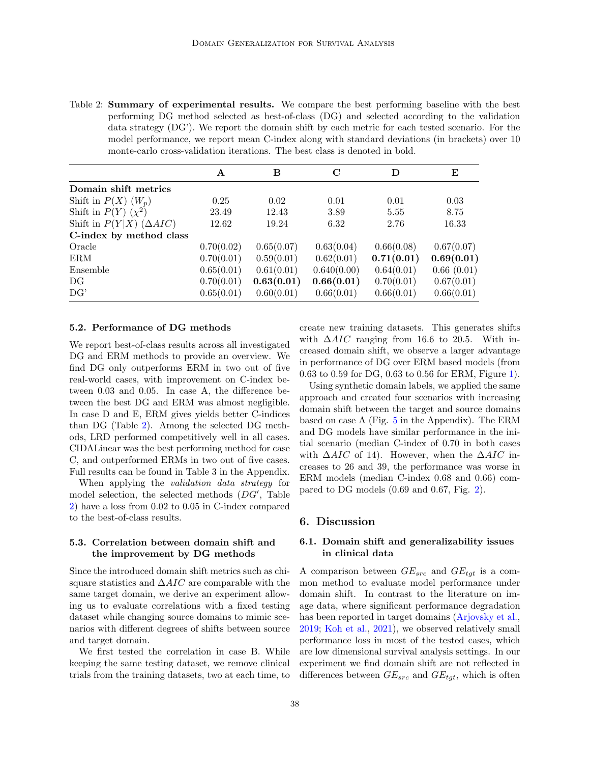Table 2: **Summary of experimental results.** We compare the best performing baseline with the best performing DG method selected as best-of-class (DG) and selected according to the validation data strategy (DG'). We report the domain shift by each metric for each tested scenario. For the model performance, we report mean C-index along with standard deviations (in brackets) over 10 monte-carlo cross-validation iterations. The best class is denoted in bold.

| | **A** | **B** | **C** | **D** | **E** |
|---|---|---|---|---|---|
| **Domain shift metrics** | | | | | |
| Shift in $P(X)$ ($W_p$) | 0.25 | 0.02 | 0.01 | 0.01 | 0.03 |
| Shift in $P(Y)$ ($\chi^2$) | 23.49 | 12.43 | 3.89 | 5.55 | 8.75 |
| Shift in $P(Y\|X)$ ($\Delta AIC$) | 12.62 | 19.24 | 6.32 | 2.76 | 16.33 |
| **C-index by method class** | | | | | |
| Oracle | 0.70(0.02) | 0.65(0.07) | 0.63(0.04) | 0.66(0.08) | 0.67(0.07) |
| ERM | 0.70(0.01) | 0.59(0.01) | 0.62(0.01) | **0.71(0.01)** | **0.69(0.01)** |
| Ensemble | 0.65(0.01) | 0.61(0.01) | 0.640(0.00) | 0.64(0.01) | 0.66 (0.01) |
| DG | 0.70(0.01) | **0.63(0.01)** | **0.66(0.01)** | 0.70(0.01) | 0.67(0.01) |
| DG' | 0.65(0.01) | 0.60(0.01) | 0.66(0.01) | 0.66(0.01) | 0.66(0.01) |

### 5.2. Performance of DG methods

We report best-of-class results across all investigated DG and ERM methods to provide an overview. We find DG only outperforms ERM in two out of five real-world cases, with improvement on C-index between 0.03 and 0.05. In case A, the difference between the best DG and ERM was almost negligible. In case D and E, ERM gives yields better C-indices than DG (Table 2). Among the selected DG methods, LRD performed competitively well in all cases. CIDALinear was the best performing method for case C, and outperformed ERMs in two out of five cases. Full results can be found in Table 3 in the Appendix.

When applying the *validation data strategy* for model selection, the selected methods ($DG'$, Table 2) have a loss from 0.02 to 0.05 in C-index compared to the best-of-class results.

### 5.3. Correlation between domain shift and the improvement by DG methods

Since the introduced domain shift metrics such as chi-square statistics and $\Delta AIC$ are comparable with the same target domain, we derive an experiment allowing us to evaluate correlations with a fixed testing dataset while changing source domains to mimic scenarios with different degrees of shifts between source and target domain.

We first tested the correlation in case B. While keeping the same testing dataset, we remove clinical trials from the training datasets, two at each time, to create new training datasets. This generates shifts with $\Delta AIC$ ranging from 16.6 to 20.5. With increased domain shift, we observe a larger advantage in performance of DG over ERM based models (from 0.63 to 0.59 for DG, 0.63 to 0.56 for ERM, Figure 1).

Using synthetic domain labels, we applied the same approach and created four scenarios with increasing domain shift between the target and source domains based on case A (Fig. 5 in the Appendix). The ERM and DG models have similar performance in the initial scenario (median C-index of 0.70 in both cases with $\Delta AIC$ of 14). However, when the $\Delta AIC$ increases to 26 and 39, the performance was worse in ERM models (median C-index 0.68 and 0.66) compared to DG models (0.69 and 0.67, Fig. 2).

## 6. Discussion

### 6.1. Domain shift and generalizability issues in clinical data

A comparison between $GE_{src}$ and $GE_{tgt}$ is a common method to evaluate model performance under domain shift. In contrast to the literature on image data, where significant performance degradation has been reported in target domains (Arjovsky et al., 2019; Koh et al., 2021), we observed relatively small performance loss in most of the tested cases, which are low dimensional survival analysis settings. In our experiment we find domain shift are not reflected in differences between $GE_{src}$ and $GE_{tgt}$, which is often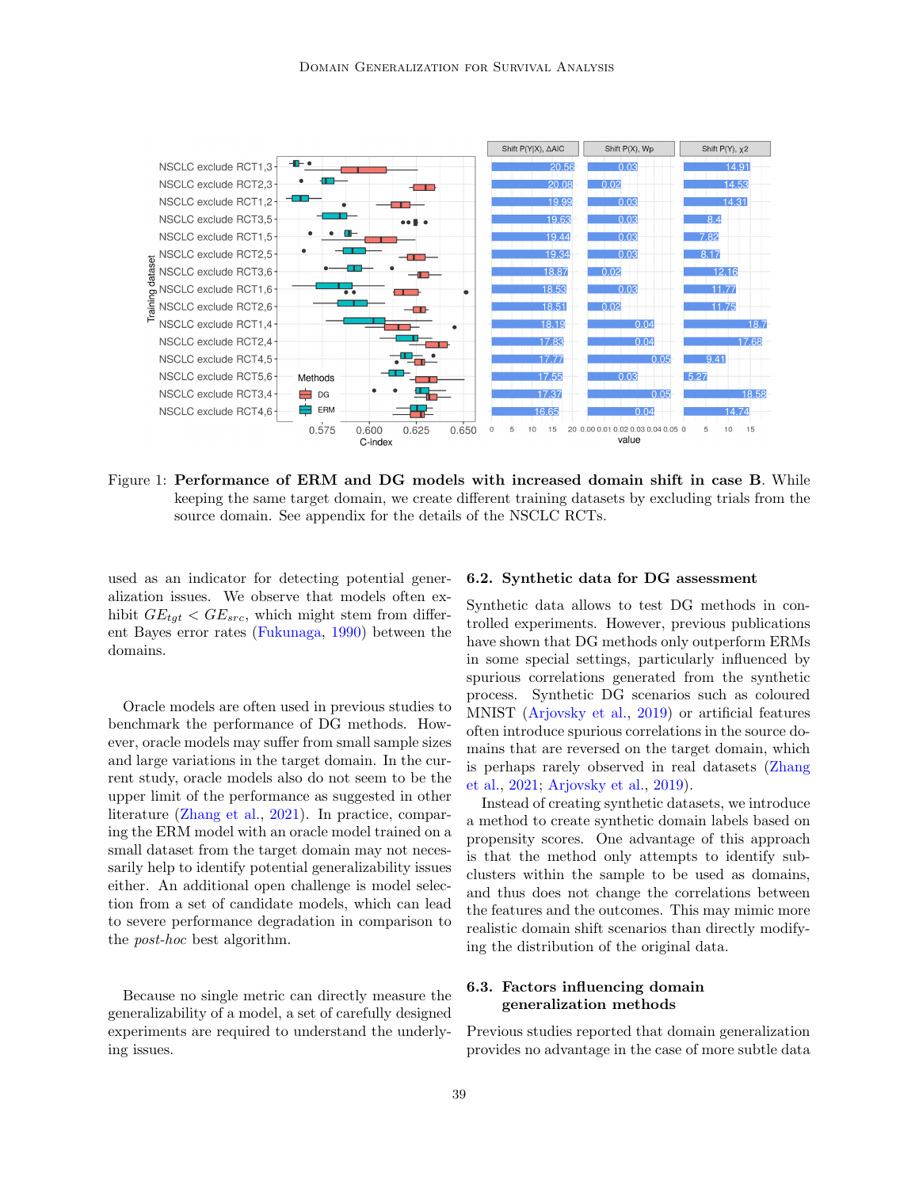Figure 1: **Performance of ERM and DG models with increased domain shift in case B**. While keeping the same target domain, we create different training datasets by excluding trials from the source domain. See appendix for the details of the NSCLC RCTs.

used as an indicator for detecting potential generalization issues. We observe that models often exhibit $GE_{tgt} < GE_{src}$, which might stem from different Bayes error rates (Fukunaga, 1990) between the domains.

Oracle models are often used in previous studies to benchmark the performance of DG methods. However, oracle models may suffer from small sample sizes and large variations in the target domain. In the current study, oracle models also do not seem to be the upper limit of the performance as suggested in other literature (Zhang et al., 2021). In practice, comparing the ERM model with an oracle model trained on a small dataset from the target domain may not necessarily help to identify potential generalizability issues either. An additional open challenge is model selection from a set of candidate models, which can lead to severe performance degradation in comparison to the *post-hoc* best algorithm.

Because no single metric can directly measure the generalizability of a model, a set of carefully designed experiments are required to understand the underlying issues.

### 6.2. Synthetic data for DG assessment

Synthetic data allows to test DG methods in controlled experiments. However, previous publications have shown that DG methods only outperform ERMs in some special settings, particularly influenced by spurious correlations generated from the synthetic process. Synthetic DG scenarios such as coloured MNIST (Arjovsky et al., 2019) or artificial features often introduce spurious correlations in the source domains that are reversed on the target domain, which is perhaps rarely observed in real datasets (Zhang et al., 2021; Arjovsky et al., 2019).

Instead of creating synthetic datasets, we introduce a method to create synthetic domain labels based on propensity scores. One advantage of this approach is that the method only attempts to identify subclusters within the sample to be used as domains, and thus does not change the correlations between the features and the outcomes. This may mimic more realistic domain shift scenarios than directly modifying the distribution of the original data.

### 6.3. Factors influencing domain generalization methods

Previous studies reported that domain generalization provides no advantage in the case of more subtle data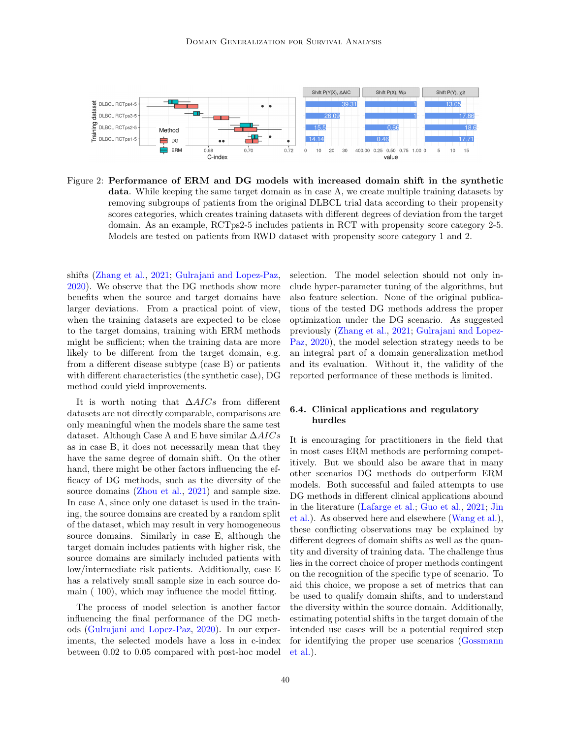Figure 2: **Performance of ERM and DG models with increased domain shift in the synthetic data**. While keeping the same target domain as in case A, we create multiple training datasets by removing subgroups of patients from the original DLBCL trial data according to their propensity scores categories, which creates training datasets with different degrees of deviation from the target domain. As an example, RCTps2-5 includes patients in RCT with propensity score category 2-5. Models are tested on patients from RWD dataset with propensity score category 1 and 2.

shifts (Zhang et al., 2021; Gulrajani and Lopez-Paz, 2020). We observe that the DG methods show more benefits when the source and target domains have larger deviations. From a practical point of view, when the training datasets are expected to be close to the target domains, training with ERM methods might be sufficient; when the training data are more likely to be different from the target domain, e.g. from a different disease subtype (case B) or patients with different characteristics (the synthetic case), DG method could yield improvements.

It is worth noting that $\Delta AICs$ from different datasets are not directly comparable, comparisons are only meaningful when the models share the same test dataset. Although Case A and E have similar $\Delta AICs$ as in case B, it does not necessarily mean that they have the same degree of domain shift. On the other hand, there might be other factors influencing the efficacy of DG methods, such as the diversity of the source domains (Zhou et al., 2021) and sample size. In case A, since only one dataset is used in the training, the source domains are created by a random split of the dataset, which may result in very homogeneous source domains. Similarly in case E, although the target domain includes patients with higher risk, the source domains are similarly included patients with low/intermediate risk patients. Additionally, case E has a relatively small sample size in each source domain ( 100), which may influence the model fitting.

The process of model selection is another factor influencing the final performance of the DG methods (Gulrajani and Lopez-Paz, 2020). In our experiments, the selected models have a loss in c-index between 0.02 to 0.05 compared with post-hoc model selection. The model selection should not only include hyper-parameter tuning of the algorithms, but also feature selection. None of the original publications of the tested DG methods address the proper optimization under the DG scenario. As suggested previously (Zhang et al., 2021; Gulrajani and Lopez-Paz, 2020), the model selection strategy needs to be an integral part of a domain generalization method and its evaluation. Without it, the validity of the reported performance of these methods is limited.

### 6.4. Clinical applications and regulatory hurdles

It is encouraging for practitioners in the field that in most cases ERM methods are performing competitively. But we should also be aware that in many other scenarios DG methods do outperform ERM models. Both successful and failed attempts to use DG methods in different clinical applications abound in the literature (Lafarge et al.; Guo et al., 2021; Jin et al.). As observed here and elsewhere (Wang et al.), these conflicting observations may be explained by different degrees of domain shifts as well as the quantity and diversity of training data. The challenge thus lies in the correct choice of proper methods contingent on the recognition of the specific type of scenario. To aid this choice, we propose a set of metrics that can be used to qualify domain shifts, and to understand the diversity within the source domain. Additionally, estimating potential shifts in the target domain of the intended use cases will be a potential required step for identifying the proper use scenarios (Gossmann et al.).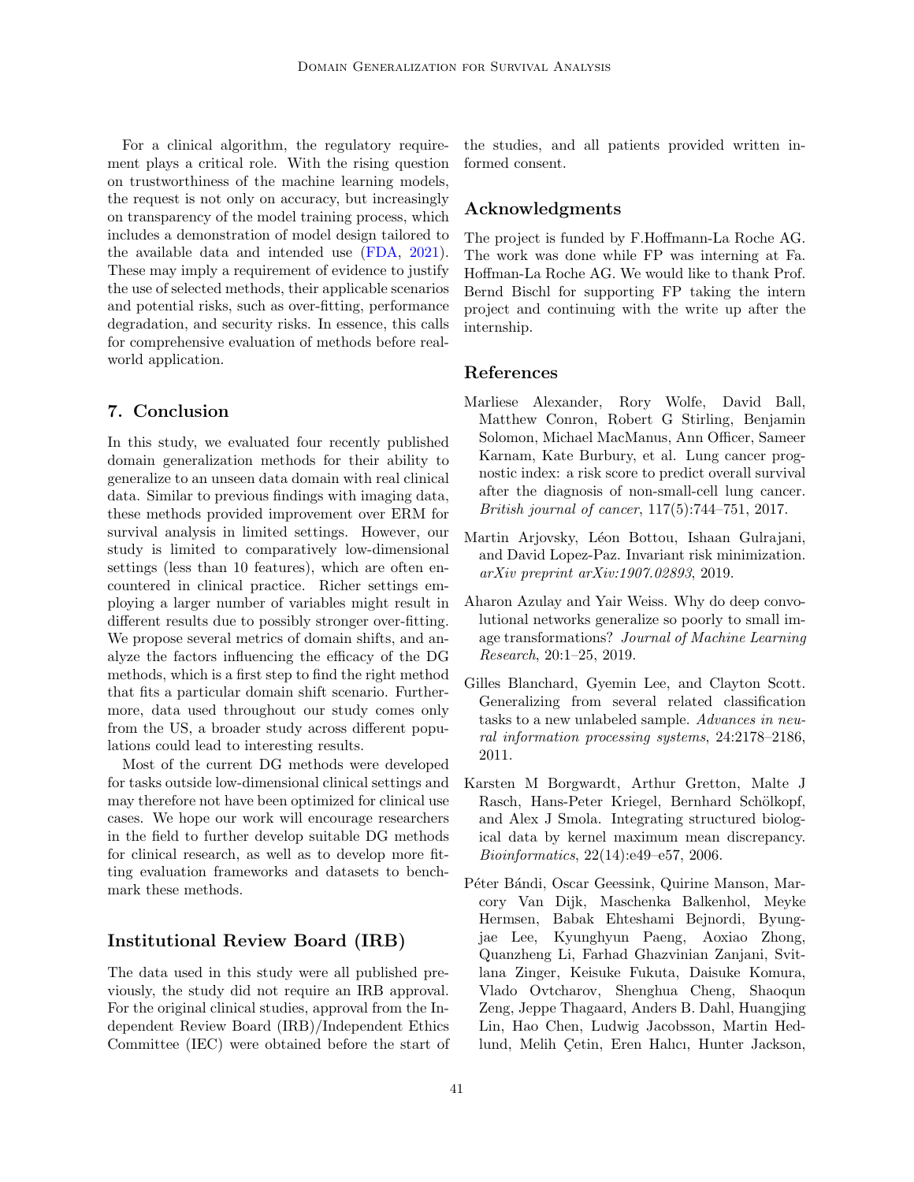For a clinical algorithm, the regulatory requirement plays a critical role. With the rising question on trustworthiness of the machine learning models, the request is not only on accuracy, but increasingly on transparency of the model training process, which includes a demonstration of model design tailored to the available data and intended use (FDA, 2021). These may imply a requirement of evidence to justify the use of selected methods, their applicable scenarios and potential risks, such as over-fitting, performance degradation, and security risks. In essence, this calls for comprehensive evaluation of methods before real-world application.

## 7. Conclusion

In this study, we evaluated four recently published domain generalization methods for their ability to generalize to an unseen data domain with real clinical data. Similar to previous findings with imaging data, these methods provided improvement over ERM for survival analysis in limited settings. However, our study is limited to comparatively low-dimensional settings (less than 10 features), which are often encountered in clinical practice. Richer settings employing a larger number of variables might result in different results due to possibly stronger over-fitting. We propose several metrics of domain shifts, and analyze the factors influencing the efficacy of the DG methods, which is a first step to find the right method that fits a particular domain shift scenario. Furthermore, data used throughout our study comes only from the US, a broader study across different populations could lead to interesting results.

Most of the current DG methods were developed for tasks outside low-dimensional clinical settings and may therefore not have been optimized for clinical use cases. We hope our work will encourage researchers in the field to further develop suitable DG methods for clinical research, as well as to develop more fitting evaluation frameworks and datasets to benchmark these methods.

## Institutional Review Board (IRB)

The data used in this study were all published previously, the study did not require an IRB approval. For the original clinical studies, approval from the Independent Review Board (IRB)/Independent Ethics Committee (IEC) were obtained before the start of the studies, and all patients provided written informed consent.

## Acknowledgments

The project is funded by F.Hoffmann-La Roche AG. The work was done while FP was interning at Fa. Hoffman-La Roche AG. We would like to thank Prof. Bernd Bischl for supporting FP taking the intern project and continuing with the write up after the internship.

## References

Marliese Alexander, Rory Wolfe, David Ball, Matthew Conron, Robert G Stirling, Benjamin Solomon, Michael MacManus, Ann Officer, Sameer Karnam, Kate Burbury, et al. Lung cancer prognostic index: a risk score to predict overall survival after the diagnosis of non-small-cell lung cancer. *British journal of cancer*, 117(5):744–751, 2017.

Martin Arjovsky, Léon Bottou, Ishaan Gulrajani, and David Lopez-Paz. Invariant risk minimization. *arXiv preprint arXiv:1907.02893*, 2019.

Aharon Azulay and Yair Weiss. Why do deep convolutional networks generalize so poorly to small image transformations? *Journal of Machine Learning Research*, 20:1–25, 2019.

Gilles Blanchard, Gyemin Lee, and Clayton Scott. Generalizing from several related classification tasks to a new unlabeled sample. *Advances in neural information processing systems*, 24:2178–2186, 2011.

Karsten M Borgwardt, Arthur Gretton, Malte J Rasch, Hans-Peter Kriegel, Bernhard Schölkopf, and Alex J Smola. Integrating structured biological data by kernel maximum mean discrepancy. *Bioinformatics*, 22(14):e49–e57, 2006.

Péter Bándi, Oscar Geessink, Quirine Manson, Marcory Van Dijk, Maschenka Balkenhol, Meyke Hermsen, Babak Ehteshami Bejnordi, Byungjae Lee, Kyunghyun Paeng, Aoxiao Zhong, Quanzheng Li, Farhad Ghazvinian Zanjani, Svitlana Zinger, Keisuke Fukuta, Daisuke Komura, Vlado Ovtcharov, Shenghua Cheng, Shaoqun Zeng, Jeppe Thagaard, Anders B. Dahl, Huangjing Lin, Hao Chen, Ludwig Jacobsson, Martin Hedlund, Melih Çetin, Eren Halıcı, Hunter Jackson,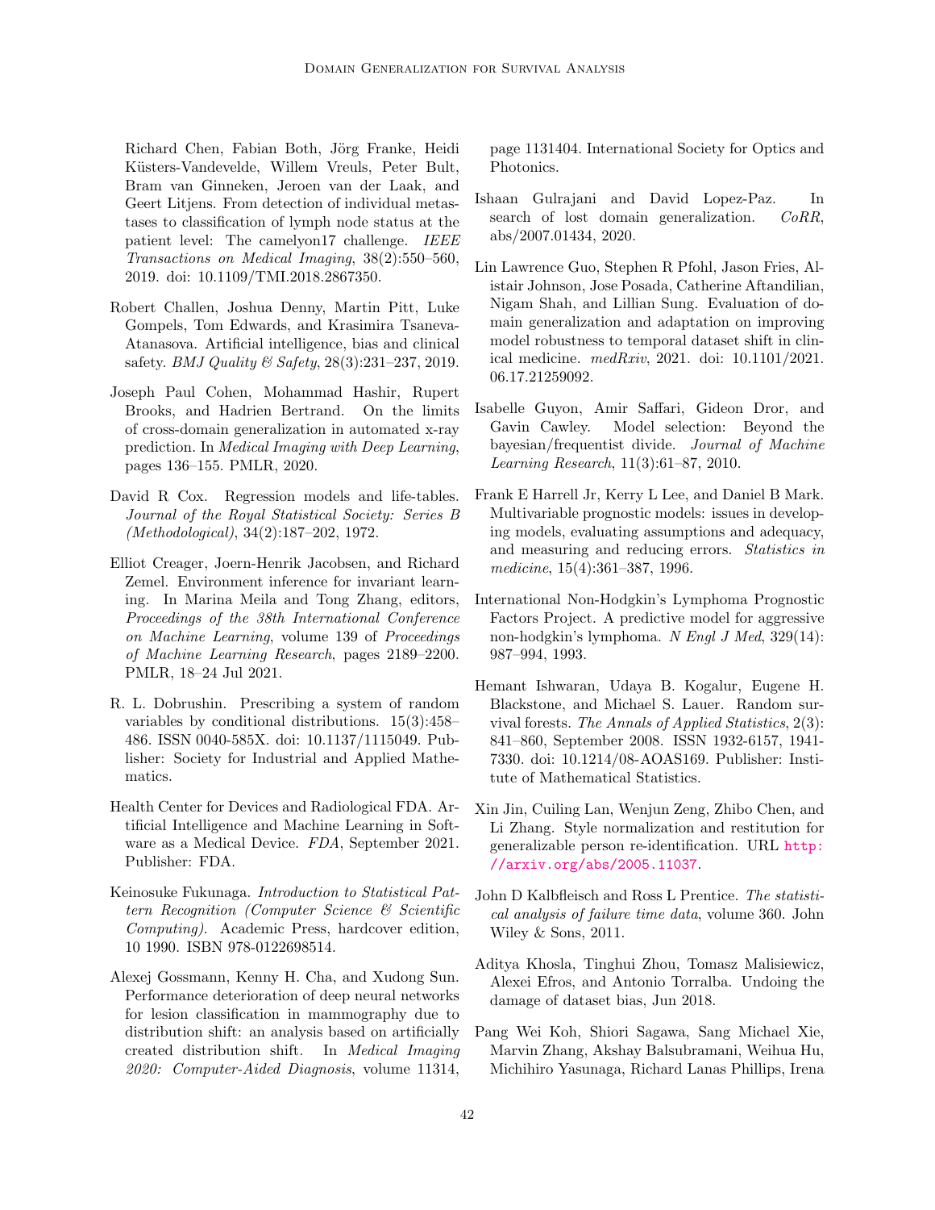Richard Chen, Fabian Both, Jörg Franke, Heidi Küsters-Vandevelde, Willem Vreuls, Peter Bult, Bram van Ginneken, Jeroen van der Laak, and Geert Litjens. From detection of individual metastases to classification of lymph node status at the patient level: The camelyon17 challenge. *IEEE Transactions on Medical Imaging*, 38(2):550–560, 2019. doi: 10.1109/TMI.2018.2867350.

Robert Challen, Joshua Denny, Martin Pitt, Luke Gompels, Tom Edwards, and Krasimira Tsaneva-Atanasova. Artificial intelligence, bias and clinical safety. *BMJ Quality & Safety*, 28(3):231–237, 2019.

Joseph Paul Cohen, Mohammad Hashir, Rupert Brooks, and Hadrien Bertrand. On the limits of cross-domain generalization in automated x-ray prediction. In *Medical Imaging with Deep Learning*, pages 136–155. PMLR, 2020.

David R Cox. Regression models and life-tables. *Journal of the Royal Statistical Society: Series B (Methodological)*, 34(2):187–202, 1972.

Elliot Creager, Joern-Henrik Jacobsen, and Richard Zemel. Environment inference for invariant learning. In Marina Meila and Tong Zhang, editors, *Proceedings of the 38th International Conference on Machine Learning*, volume 139 of *Proceedings of Machine Learning Research*, pages 2189–2200. PMLR, 18–24 Jul 2021.

R. L. Dobrushin. Prescribing a system of random variables by conditional distributions. 15(3):458–486. ISSN 0040-585X. doi: 10.1137/1115049. Publisher: Society for Industrial and Applied Mathematics.

Health Center for Devices and Radiological FDA. Artificial Intelligence and Machine Learning in Software as a Medical Device. *FDA*, September 2021. Publisher: FDA.

Keinosuke Fukunaga. *Introduction to Statistical Pattern Recognition (Computer Science & Scientific Computing)*. Academic Press, hardcover edition, 10 1990. ISBN 978-0122698514.

Alexej Gossmann, Kenny H. Cha, and Xudong Sun. Performance deterioration of deep neural networks for lesion classification in mammography due to distribution shift: an analysis based on artificially created distribution shift. In *Medical Imaging 2020: Computer-Aided Diagnosis*, volume 11314, page 1131404. International Society for Optics and Photonics.

Ishaan Gulrajani and David Lopez-Paz. In search of lost domain generalization. *CoRR*, abs/2007.01434, 2020.

Lin Lawrence Guo, Stephen R Pfohl, Jason Fries, Alistair Johnson, Jose Posada, Catherine Aftandilian, Nigam Shah, and Lillian Sung. Evaluation of domain generalization and adaptation on improving model robustness to temporal dataset shift in clinical medicine. *medRxiv*, 2021. doi: 10.1101/2021.06.17.21259092.

Isabelle Guyon, Amir Saffari, Gideon Dror, and Gavin Cawley. Model selection: Beyond the bayesian/frequentist divide. *Journal of Machine Learning Research*, 11(3):61–87, 2010.

Frank E Harrell Jr, Kerry L Lee, and Daniel B Mark. Multivariable prognostic models: issues in developing models, evaluating assumptions and adequacy, and measuring and reducing errors. *Statistics in medicine*, 15(4):361–387, 1996.

International Non-Hodgkin's Lymphoma Prognostic Factors Project. A predictive model for aggressive non-hodgkin's lymphoma. *N Engl J Med*, 329(14): 987–994, 1993.

Hemant Ishwaran, Udaya B. Kogalur, Eugene H. Blackstone, and Michael S. Lauer. Random survival forests. *The Annals of Applied Statistics*, 2(3): 841–860, September 2008. ISSN 1932-6157, 1941-7330. doi: 10.1214/08-AOAS169. Publisher: Institute of Mathematical Statistics.

Xin Jin, Cuiling Lan, Wenjun Zeng, Zhibo Chen, and Li Zhang. Style normalization and restitution for generalizable person re-identification. URL http://arxiv.org/abs/2005.11037.

John D Kalbfleisch and Ross L Prentice. *The statistical analysis of failure time data*, volume 360. John Wiley & Sons, 2011.

Aditya Khosla, Tinghui Zhou, Tomasz Malisiewicz, Alexei Efros, and Antonio Torralba. Undoing the damage of dataset bias, Jun 2018.

Pang Wei Koh, Shiori Sagawa, Sang Michael Xie, Marvin Zhang, Akshay Balsubramani, Weihua Hu, Michihiro Yasunaga, Richard Lanas Phillips, Irena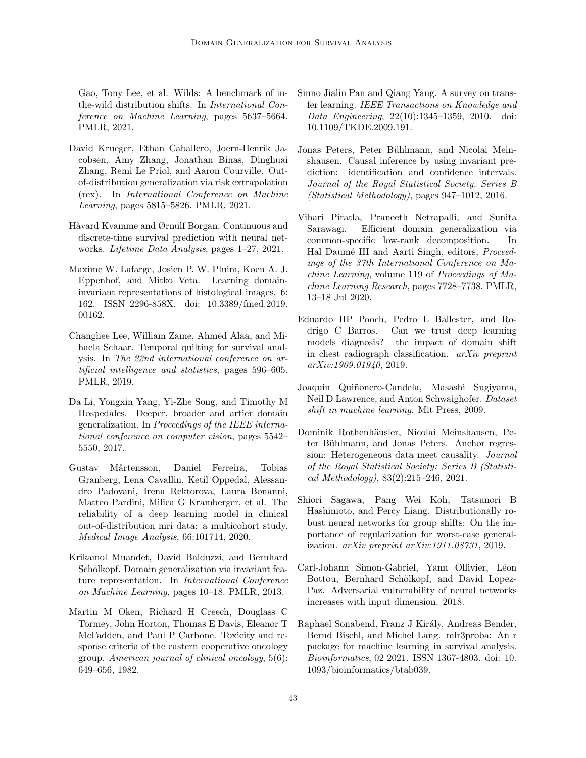Gao, Tony Lee, et al. Wilds: A benchmark of in-the-wild distribution shifts. In *International Conference on Machine Learning*, pages 5637–5664. PMLR, 2021.

David Krueger, Ethan Caballero, Joern-Henrik Jacobsen, Amy Zhang, Jonathan Binas, Dinghuai Zhang, Remi Le Priol, and Aaron Courville. Out-of-distribution generalization via risk extrapolation (rex). In *International Conference on Machine Learning*, pages 5815–5826. PMLR, 2021.

Håvard Kvamme and Ørnulf Borgan. Continuous and discrete-time survival prediction with neural networks. *Lifetime Data Analysis*, pages 1–27, 2021.

Maxime W. Lafarge, Josien P. W. Pluim, Koen A. J. Eppenhof, and Mitko Veta. Learning domain-invariant representations of histological images. 6: 162. ISSN 2296-858X. doi: 10.3389/fmed.2019.00162.

Changhee Lee, William Zame, Ahmed Alaa, and Mihaela Schaar. Temporal quilting for survival analysis. In *The 22nd international conference on artificial intelligence and statistics*, pages 596–605. PMLR, 2019.

Da Li, Yongxin Yang, Yi-Zhe Song, and Timothy M Hospedales. Deeper, broader and artier domain generalization. In *Proceedings of the IEEE international conference on computer vision*, pages 5542–5550, 2017.

Gustav Mårtensson, Daniel Ferreira, Tobias Granberg, Lena Cavallin, Ketil Oppedal, Alessandro Padovani, Irena Rektorova, Laura Bonanni, Matteo Pardini, Milica G Kramberger, et al. The reliability of a deep learning model in clinical out-of-distribution mri data: a multicohort study. *Medical Image Analysis*, 66:101714, 2020.

Krikamol Muandet, David Balduzzi, and Bernhard Schölkopf. Domain generalization via invariant feature representation. In *International Conference on Machine Learning*, pages 10–18. PMLR, 2013.

Martin M Oken, Richard H Creech, Douglass C Tormey, John Horton, Thomas E Davis, Eleanor T McFadden, and Paul P Carbone. Toxicity and response criteria of the eastern cooperative oncology group. *American journal of clinical oncology*, 5(6): 649–656, 1982.

Sinno Jialin Pan and Qiang Yang. A survey on transfer learning. *IEEE Transactions on Knowledge and Data Engineering*, 22(10):1345–1359, 2010. doi: 10.1109/TKDE.2009.191.

Jonas Peters, Peter Bühlmann, and Nicolai Meinshausen. Causal inference by using invariant prediction: identification and confidence intervals. *Journal of the Royal Statistical Society. Series B (Statistical Methodology)*, pages 947–1012, 2016.

Vihari Piratla, Praneeth Netrapalli, and Sunita Sarawagi. Efficient domain generalization via common-specific low-rank decomposition. In Hal Daumé III and Aarti Singh, editors, *Proceedings of the 37th International Conference on Machine Learning*, volume 119 of *Proceedings of Machine Learning Research*, pages 7728–7738. PMLR, 13–18 Jul 2020.

Eduardo HP Pooch, Pedro L Ballester, and Rodrigo C Barros. Can we trust deep learning models diagnosis? the impact of domain shift in chest radiograph classification. *arXiv preprint arXiv:1909.01940*, 2019.

Joaquin Quiñonero-Candela, Masashi Sugiyama, Neil D Lawrence, and Anton Schwaighofer. *Dataset shift in machine learning*. Mit Press, 2009.

Dominik Rothenhäusler, Nicolai Meinshausen, Peter Bühlmann, and Jonas Peters. Anchor regression: Heterogeneous data meet causality. *Journal of the Royal Statistical Society: Series B (Statistical Methodology)*, 83(2):215–246, 2021.

Shiori Sagawa, Pang Wei Koh, Tatsunori B Hashimoto, and Percy Liang. Distributionally robust neural networks for group shifts: On the importance of regularization for worst-case generalization. *arXiv preprint arXiv:1911.08731*, 2019.

Carl-Johann Simon-Gabriel, Yann Ollivier, Léon Bottou, Bernhard Schölkopf, and David Lopez-Paz. Adversarial vulnerability of neural networks increases with input dimension. 2018.

Raphael Sonabend, Franz J Király, Andreas Bender, Bernd Bischl, and Michel Lang. mlr3proba: An r package for machine learning in survival analysis. *Bioinformatics*, 02 2021. ISSN 1367-4803. doi: 10.1093/bioinformatics/btab039.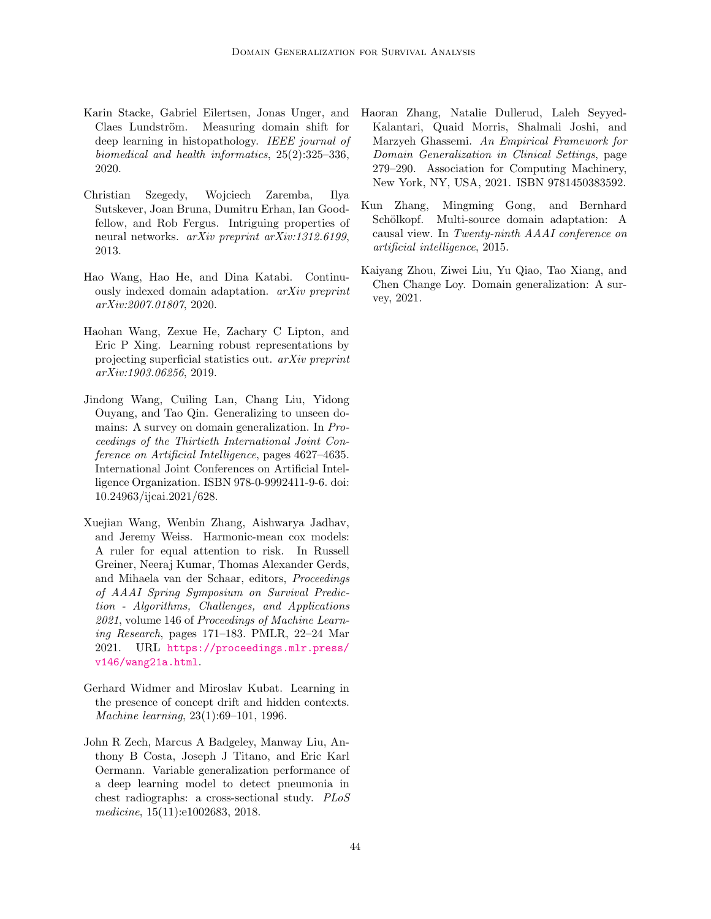Karin Stacke, Gabriel Eilertsen, Jonas Unger, and Claes Lundström. Measuring domain shift for deep learning in histopathology. *IEEE journal of biomedical and health informatics*, 25(2):325–336, 2020.

Christian Szegedy, Wojciech Zaremba, Ilya Sutskever, Joan Bruna, Dumitru Erhan, Ian Goodfellow, and Rob Fergus. Intriguing properties of neural networks. *arXiv preprint arXiv:1312.6199*, 2013.

Hao Wang, Hao He, and Dina Katabi. Continuously indexed domain adaptation. *arXiv preprint arXiv:2007.01807*, 2020.

Haohan Wang, Zexue He, Zachary C Lipton, and Eric P Xing. Learning robust representations by projecting superficial statistics out. *arXiv preprint arXiv:1903.06256*, 2019.

Jindong Wang, Cuiling Lan, Chang Liu, Yidong Ouyang, and Tao Qin. Generalizing to unseen domains: A survey on domain generalization. In *Proceedings of the Thirtieth International Joint Conference on Artificial Intelligence*, pages 4627–4635. International Joint Conferences on Artificial Intelligence Organization. ISBN 978-0-9992411-9-6. doi: 10.24963/ijcai.2021/628.

Xuejian Wang, Wenbin Zhang, Aishwarya Jadhav, and Jeremy Weiss. Harmonic-mean cox models: A ruler for equal attention to risk. In Russell Greiner, Neeraj Kumar, Thomas Alexander Gerds, and Mihaela van der Schaar, editors, *Proceedings of AAAI Spring Symposium on Survival Prediction - Algorithms, Challenges, and Applications 2021*, volume 146 of *Proceedings of Machine Learning Research*, pages 171–183. PMLR, 22–24 Mar 2021. URL https://proceedings.mlr.press/v146/wang21a.html.

Gerhard Widmer and Miroslav Kubat. Learning in the presence of concept drift and hidden contexts. *Machine learning*, 23(1):69–101, 1996.

John R Zech, Marcus A Badgeley, Manway Liu, Anthony B Costa, Joseph J Titano, and Eric Karl Oermann. Variable generalization performance of a deep learning model to detect pneumonia in chest radiographs: a cross-sectional study. *PLoS medicine*, 15(11):e1002683, 2018.

Haoran Zhang, Natalie Dullerud, Laleh Seyyed-Kalantari, Quaid Morris, Shalmali Joshi, and Marzyeh Ghassemi. *An Empirical Framework for Domain Generalization in Clinical Settings*, page 279–290. Association for Computing Machinery, New York, NY, USA, 2021. ISBN 9781450383592.

Kun Zhang, Mingming Gong, and Bernhard Schölkopf. Multi-source domain adaptation: A causal view. In *Twenty-ninth AAAI conference on artificial intelligence*, 2015.

Kaiyang Zhou, Ziwei Liu, Yu Qiao, Tao Xiang, and Chen Change Loy. Domain generalization: A survey, 2021.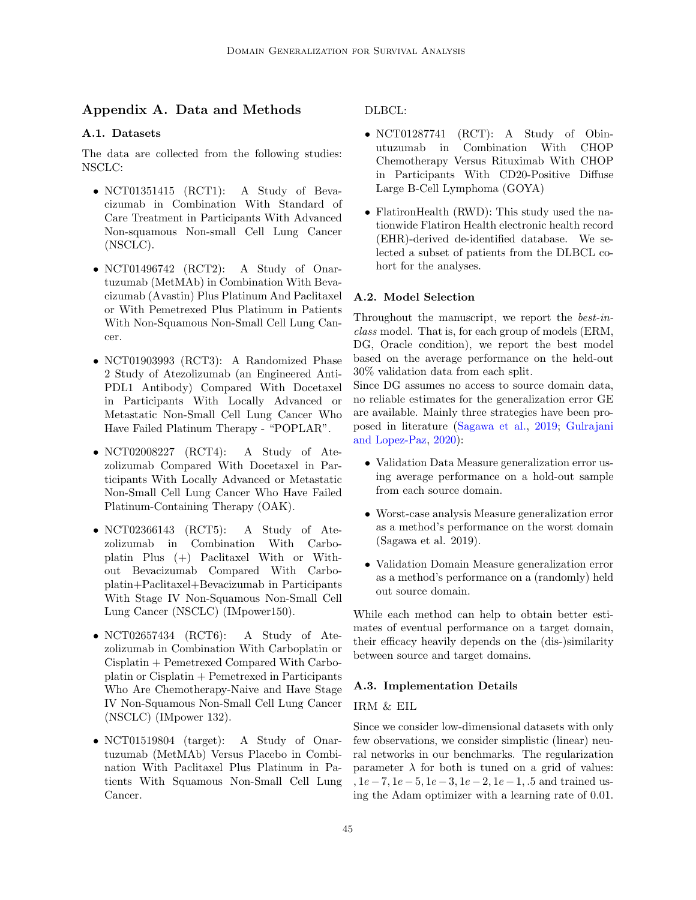# Appendix A. Data and Methods

## A.1. Datasets

The data are collected from the following studies: NSCLC:

- NCT01351415 (RCT1): A Study of Bevacizumab in Combination With Standard of Care Treatment in Participants With Advanced Non-squamous Non-small Cell Lung Cancer (NSCLC).
- NCT01496742 (RCT2): A Study of Onartuzumab (MetMAb) in Combination With Bevacizumab (Avastin) Plus Platinum And Paclitaxel or With Pemetrexed Plus Platinum in Patients With Non-Squamous Non-Small Cell Lung Cancer.
- NCT01903993 (RCT3): A Randomized Phase 2 Study of Atezolizumab (an Engineered Anti-PDL1 Antibody) Compared With Docetaxel in Participants With Locally Advanced or Metastatic Non-Small Cell Lung Cancer Who Have Failed Platinum Therapy - “POPLAR”.
- NCT02008227 (RCT4): A Study of Atezolizumab Compared With Docetaxel in Participants With Locally Advanced or Metastatic Non-Small Cell Lung Cancer Who Have Failed Platinum-Containing Therapy (OAK).
- NCT02366143 (RCT5): A Study of Atezolizumab in Combination With Carboplatin Plus (+) Paclitaxel With or Without Bevacizumab Compared With Carboplatin+Paclitaxel+Bevacizumab in Participants With Stage IV Non-Squamous Non-Small Cell Lung Cancer (NSCLC) (IMpower150).
- NCT02657434 (RCT6): A Study of Atezolizumab in Combination With Carboplatin or Cisplatin + Pemetrexed Compared With Carboplatin or Cisplatin + Pemetrexed in Participants Who Are Chemotherapy-Naive and Have Stage IV Non-Squamous Non-Small Cell Lung Cancer (NSCLC) (IMpower 132).
- NCT01519804 (target): A Study of Onartuzumab (MetMAb) Versus Placebo in Combination With Paclitaxel Plus Platinum in Patients With Squamous Non-Small Cell Lung Cancer.

DLBCL:

- NCT01287741 (RCT): A Study of Obinutuzumab in Combination With CHOP Chemotherapy Versus Rituximab With CHOP in Participants With CD20-Positive Diffuse Large B-Cell Lymphoma (GOYA)
- FlatironHealth (RWD): This study used the nationwide Flatiron Health electronic health record (EHR)-derived de-identified database. We selected a subset of patients from the DLBCL cohort for the analyses.

## A.2. Model Selection

Throughout the manuscript, we report the *best-in-class* model. That is, for each group of models (ERM, DG, Oracle condition), we report the best model based on the average performance on the held-out 30% validation data from each split.
Since DG assumes no access to source domain data, no reliable estimates for the generalization error GE are available. Mainly three strategies have been proposed in literature (Sagawa et al., 2019; Gulrajani and Lopez-Paz, 2020):

- Validation Data Measure generalization error using average performance on a hold-out sample from each source domain.
- Worst-case analysis Measure generalization error as a method's performance on the worst domain (Sagawa et al. 2019).
- Validation Domain Measure generalization error as a method's performance on a (randomly) held out source domain.

While each method can help to obtain better estimates of eventual performance on a target domain, their efficacy heavily depends on the (dis-)similarity between source and target domains.

## A.3. Implementation Details

IRM & EIL

Since we consider low-dimensional datasets with only few observations, we consider simplistic (linear) neural networks in our benchmarks. The regularization parameter $\lambda$ for both is tuned on a grid of values: $, 1e-7, 1e-5, 1e-3, 1e-2, 1e-1, .5$ and trained using the Adam optimizer with a learning rate of 0.01.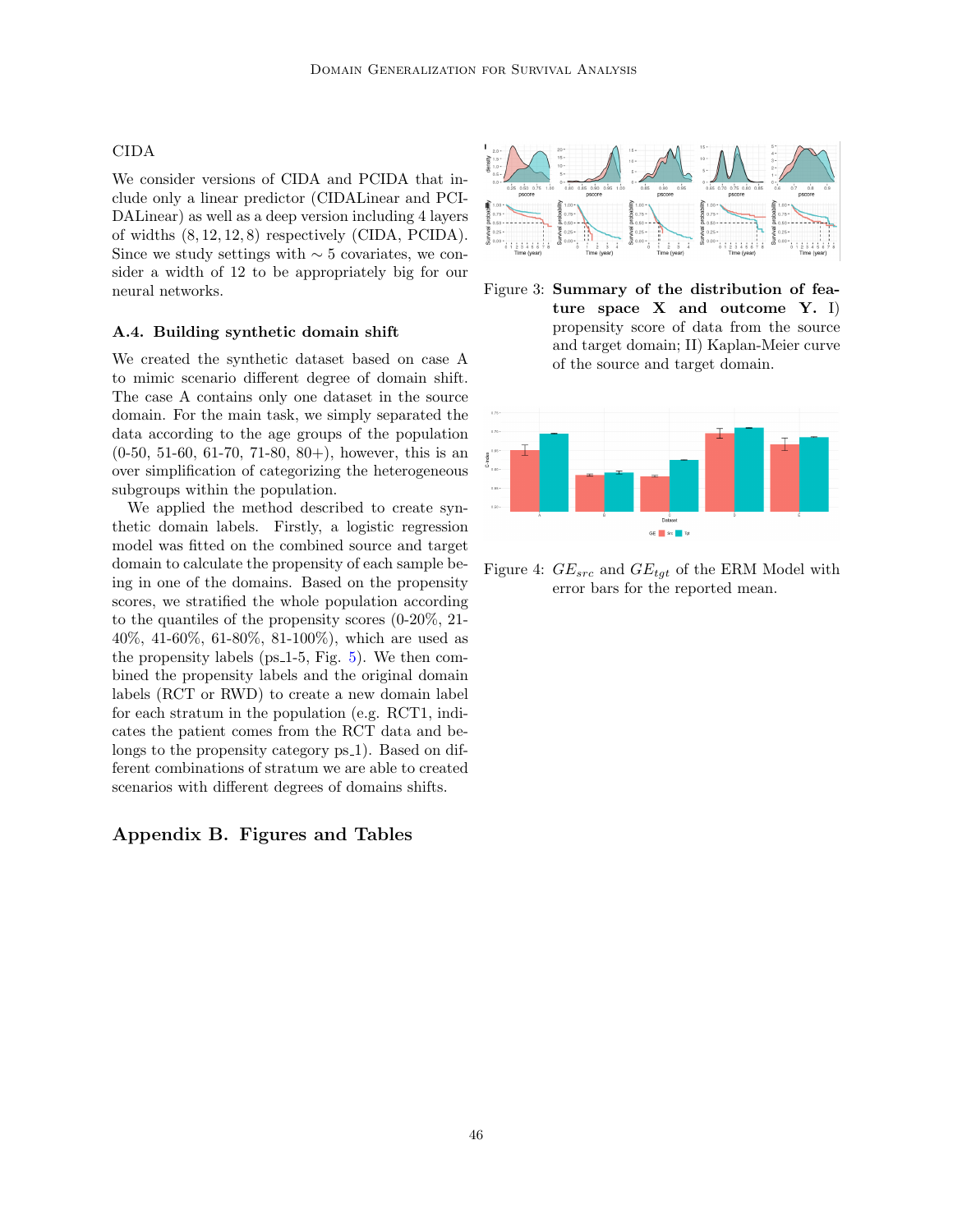CIDA

We consider versions of CIDA and PCIDA that include only a linear predictor (CIDALinear and PCIDALinear) as well as a deep version including 4 layers of widths $(8, 12, 12, 8)$ respectively (CIDA, PCIDA). Since we study settings with $\sim 5$ covariates, we consider a width of 12 to be appropriately big for our neural networks.

### A.4. Building synthetic domain shift

We created the synthetic dataset based on case A to mimic scenario different degree of domain shift. The case A contains only one dataset in the source domain. For the main task, we simply separated the data according to the age groups of the population (0-50, 51-60, 61-70, 71-80, 80+), however, this is an over simplification of categorizing the heterogeneous subgroups within the population.

We applied the method described to create synthetic domain labels. Firstly, a logistic regression model was fitted on the combined source and target domain to calculate the propensity of each sample being in one of the domains. Based on the propensity scores, we stratified the whole population according to the quantiles of the propensity scores (0-20%, 21-40%, 41-60%, 61-80%, 81-100%), which are used as the propensity labels (ps_1-5, Fig. 5). We then combined the propensity labels and the original domain labels (RCT or RWD) to create a new domain label for each stratum in the population (e.g. RCT1, indicates the patient comes from the RCT data and belongs to the propensity category ps_1). Based on different combinations of stratum we are able to created scenarios with different degrees of domains shifts.

## Appendix B. Figures and Tables

Figure 3: **Summary of the distribution of feature space X and outcome Y.** I) propensity score of data from the source and target domain; II) Kaplan-Meier curve of the source and target domain.

Figure 4: $GE_{src}$ and $GE_{tgt}$ of the ERM Model with error bars for the reported mean.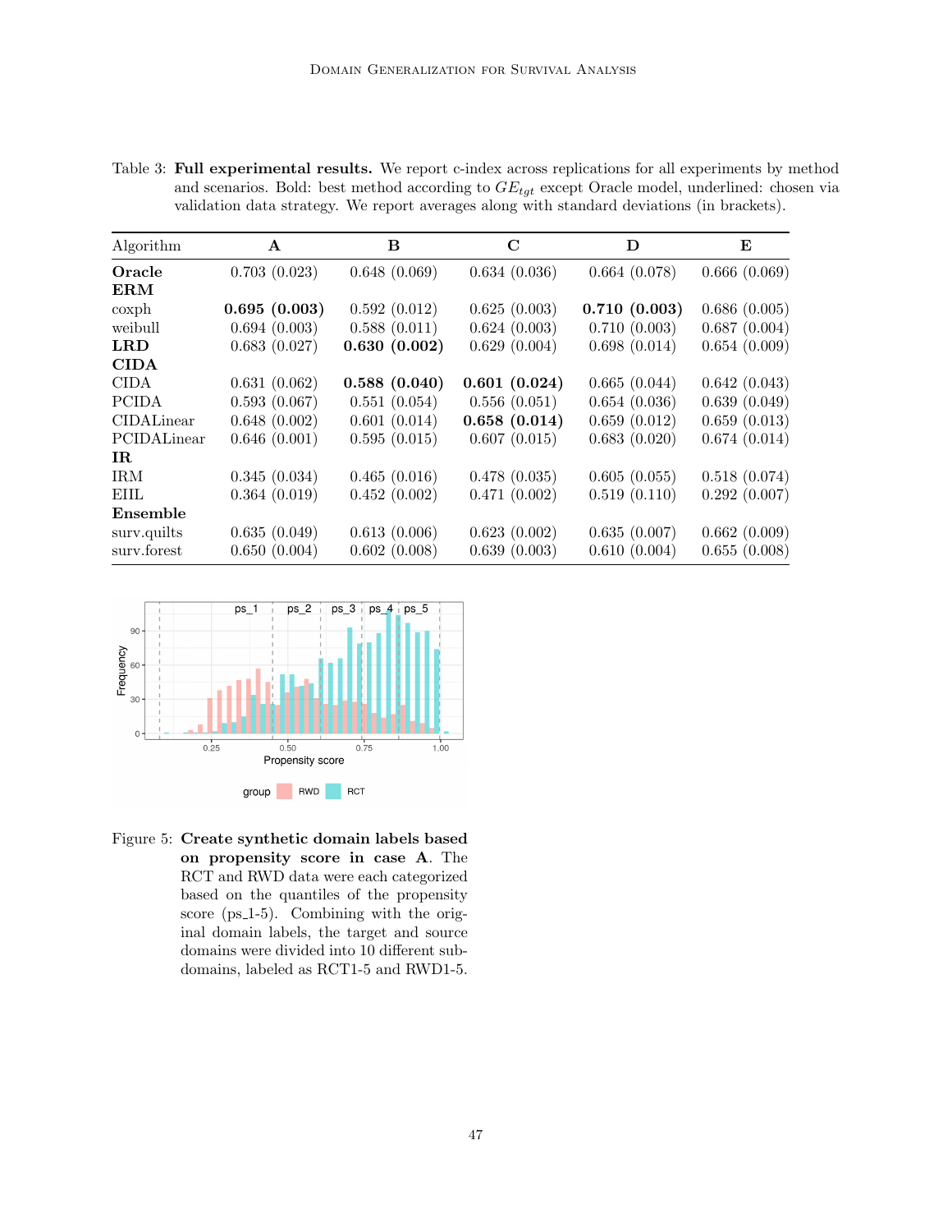Table 3: **Full experimental results.** We report c-index across replications for all experiments by method and scenarios. Bold: best method according to $GE_{tgt}$ except Oracle model, underlined: chosen via validation data strategy. We report averages along with standard deviations (in brackets).

| Algorithm | A | B | C | D | E |
|---|---|---|---|---|---|
| **Oracle** | 0.703 (0.023) | 0.648 (0.069) | 0.634 (0.036) | 0.664 (0.078) | 0.666 (0.069) |
| **ERM** | | | | | |
| coxph | **0.695 (0.003)** | 0.592 (0.012) | 0.625 (0.003) | **0.710 (0.003)** | 0.686 (0.005) |
| weibull | 0.694 (0.003) | 0.588 (0.011) | 0.624 (0.003) | 0.710 (0.003) | 0.687 (0.004) |
| **LRD** | 0.683 (0.027) | **0.630 (0.002)** | 0.629 (0.004) | 0.698 (0.014) | 0.654 (0.009) |
| **CIDA** | | | | | |
| CIDA | 0.631 (0.062) | **0.588 (0.040)** | **0.601 (0.024)** | 0.665 (0.044) | 0.642 (0.043) |
| PCIDA | 0.593 (0.067) | 0.551 (0.054) | 0.556 (0.051) | 0.654 (0.036) | 0.639 (0.049) |
| CIDALinear | 0.648 (0.002) | 0.601 (0.014) | **0.658 (0.014)** | 0.659 (0.012) | 0.659 (0.013) |
| PCIDALinear | 0.646 (0.001) | 0.595 (0.015) | 0.607 (0.015) | 0.683 (0.020) | 0.674 (0.014) |
| **IR** | | | | | |
| IRM | 0.345 (0.034) | 0.465 (0.016) | 0.478 (0.035) | 0.605 (0.055) | 0.518 (0.074) |
| EIIL | 0.364 (0.019) | 0.452 (0.002) | 0.471 (0.002) | 0.519 (0.110) | 0.292 (0.007) |
| **Ensemble** | | | | | |
| surv.quilts | 0.635 (0.049) | 0.613 (0.006) | 0.623 (0.002) | 0.635 (0.007) | 0.662 (0.009) |
| surv.forest | 0.650 (0.004) | 0.602 (0.008) | 0.639 (0.003) | 0.610 (0.004) | 0.655 (0.008) |

ps_1 ps_2 ps_3 ps_4 ps_5

Frequency

Propensity score

group RWD RCT

Figure 5: **Create synthetic domain labels based on propensity score in case A**. The RCT and RWD data were each categorized based on the quantiles of the propensity score (ps_1-5). Combining with the original domain labels, the target and source domains were divided into 10 different subdomains, labeled as RCT1-5 and RWD1-5.